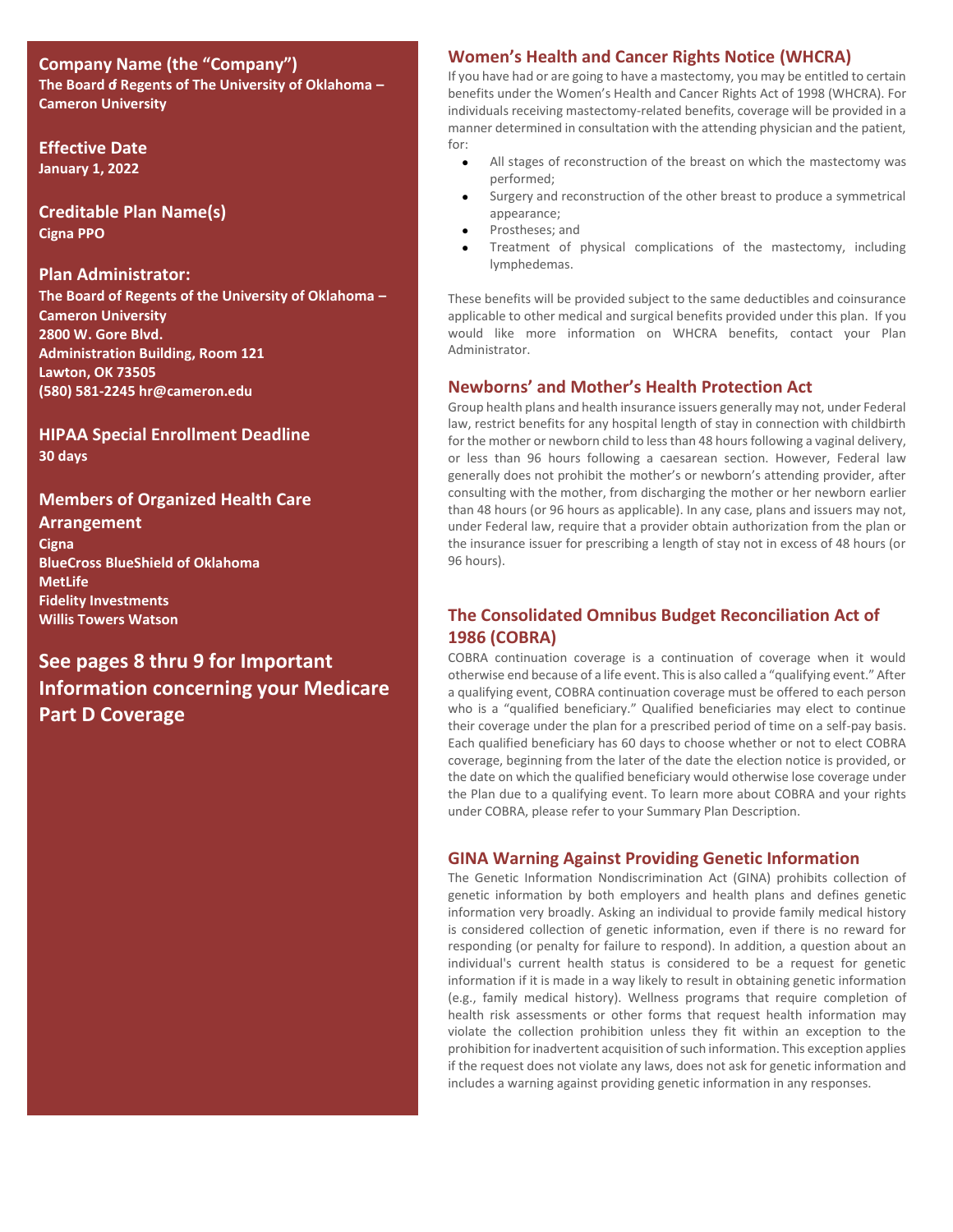## Company Name (the "Company")

**The Board of Regents of The University of Oklahoma – Cameron University**

## Effective Date

**January 1, 2022**

## Creditable Plan Name(s)

**Cigna PPO**

## Plan Administrator:

**The Board of Regents of the University of Oklahoma – Cameron University**
**2800 W. Gore Blvd.**
**Administration Building, Room 121**
**Lawton, OK 73505**
**(580) 581-2245 hr@cameron.edu**

## HIPAA Special Enrollment Deadline

**30 days**

## Members of Organized Health Care Arrangement

**Cigna**
**BlueCross BlueShield of Oklahoma**
**MetLife**
**Fidelity Investments**
**Willis Towers Watson**

## See pages 8 thru 9 for Important Information concerning your Medicare Part D Coverage

## Women's Health and Cancer Rights Notice (WHCRA)

If you have had or are going to have a mastectomy, you may be entitled to certain benefits under the Women's Health and Cancer Rights Act of 1998 (WHCRA). For individuals receiving mastectomy-related benefits, coverage will be provided in a manner determined in consultation with the attending physician and the patient, for:

- All stages of reconstruction of the breast on which the mastectomy was performed;
- Surgery and reconstruction of the other breast to produce a symmetrical appearance;
- Prostheses; and
- Treatment of physical complications of the mastectomy, including lymphedemas.

These benefits will be provided subject to the same deductibles and coinsurance applicable to other medical and surgical benefits provided under this plan. If you would like more information on WHCRA benefits, contact your Plan Administrator.

## Newborns' and Mother's Health Protection Act

Group health plans and health insurance issuers generally may not, under Federal law, restrict benefits for any hospital length of stay in connection with childbirth for the mother or newborn child to less than 48 hours following a vaginal delivery, or less than 96 hours following a caesarean section. However, Federal law generally does not prohibit the mother's or newborn's attending provider, after consulting with the mother, from discharging the mother or her newborn earlier than 48 hours (or 96 hours as applicable). In any case, plans and issuers may not, under Federal law, require that a provider obtain authorization from the plan or the insurance issuer for prescribing a length of stay not in excess of 48 hours (or 96 hours).

## The Consolidated Omnibus Budget Reconciliation Act of 1986 (COBRA)

COBRA continuation coverage is a continuation of coverage when it would otherwise end because of a life event. This is also called a "qualifying event." After a qualifying event, COBRA continuation coverage must be offered to each person who is a "qualified beneficiary." Qualified beneficiaries may elect to continue their coverage under the plan for a prescribed period of time on a self-pay basis. Each qualified beneficiary has 60 days to choose whether or not to elect COBRA coverage, beginning from the later of the date the election notice is provided, or the date on which the qualified beneficiary would otherwise lose coverage under the Plan due to a qualifying event. To learn more about COBRA and your rights under COBRA, please refer to your Summary Plan Description.

## GINA Warning Against Providing Genetic Information

The Genetic Information Nondiscrimination Act (GINA) prohibits collection of genetic information by both employers and health plans and defines genetic information very broadly. Asking an individual to provide family medical history is considered collection of genetic information, even if there is no reward for responding (or penalty for failure to respond). In addition, a question about an individual's current health status is considered to be a request for genetic information if it is made in a way likely to result in obtaining genetic information (e.g., family medical history). Wellness programs that require completion of health risk assessments or other forms that request health information may violate the collection prohibition unless they fit within an exception to the prohibition for inadvertent acquisition of such information. This exception applies if the request does not violate any laws, does not ask for genetic information and includes a warning against providing genetic information in any responses.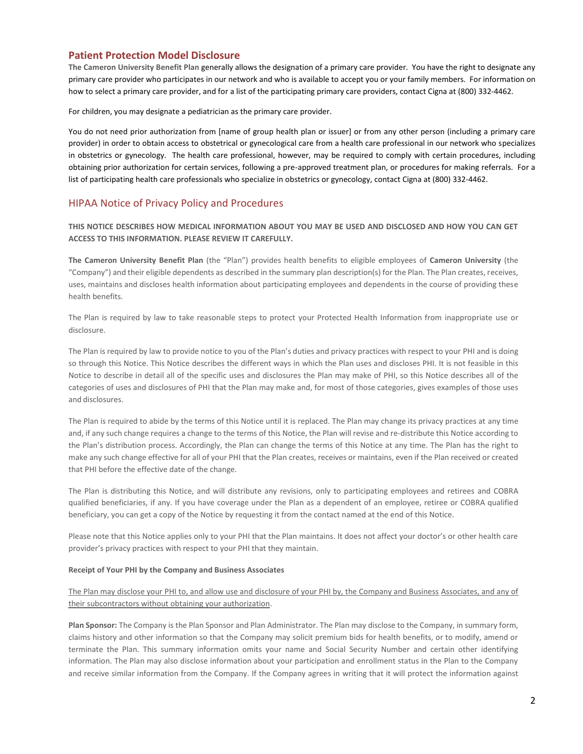## Patient Protection Model Disclosure

**The Cameron University Benefit Plan** generally allows the designation of a primary care provider. You have the right to designate any primary care provider who participates in our network and who is available to accept you or your family members. For information on how to select a primary care provider, and for a list of the participating primary care providers, contact Cigna at (800) 332-4462.

For children, you may designate a pediatrician as the primary care provider.

You do not need prior authorization from [name of group health plan or issuer] or from any other person (including a primary care provider) in order to obtain access to obstetrical or gynecological care from a health care professional in our network who specializes in obstetrics or gynecology. The health care professional, however, may be required to comply with certain procedures, including obtaining prior authorization for certain services, following a pre-approved treatment plan, or procedures for making referrals. For a list of participating health care professionals who specialize in obstetrics or gynecology, contact Cigna at (800) 332-4462.

## HIPAA Notice of Privacy Policy and Procedures

**THIS NOTICE DESCRIBES HOW MEDICAL INFORMATION ABOUT YOU MAY BE USED AND DISCLOSED AND HOW YOU CAN GET ACCESS TO THIS INFORMATION. PLEASE REVIEW IT CAREFULLY.**

**The Cameron University Benefit Plan** (the "Plan") provides health benefits to eligible employees of **Cameron University** (the "Company") and their eligible dependents as described in the summary plan description(s) for the Plan. The Plan creates, receives, uses, maintains and discloses health information about participating employees and dependents in the course of providing these health benefits.

The Plan is required by law to take reasonable steps to protect your Protected Health Information from inappropriate use or disclosure.

The Plan is required by law to provide notice to you of the Plan's duties and privacy practices with respect to your PHI and is doing so through this Notice. This Notice describes the different ways in which the Plan uses and discloses PHI. It is not feasible in this Notice to describe in detail all of the specific uses and disclosures the Plan may make of PHI, so this Notice describes all of the categories of uses and disclosures of PHI that the Plan may make and, for most of those categories, gives examples of those uses and disclosures.

The Plan is required to abide by the terms of this Notice until it is replaced. The Plan may change its privacy practices at any time and, if any such change requires a change to the terms of this Notice, the Plan will revise and re-distribute this Notice according to the Plan's distribution process. Accordingly, the Plan can change the terms of this Notice at any time. The Plan has the right to make any such change effective for all of your PHI that the Plan creates, receives or maintains, even if the Plan received or created that PHI before the effective date of the change.

The Plan is distributing this Notice, and will distribute any revisions, only to participating employees and retirees and COBRA qualified beneficiaries, if any. If you have coverage under the Plan as a dependent of an employee, retiree or COBRA qualified beneficiary, you can get a copy of the Notice by requesting it from the contact named at the end of this Notice.

Please note that this Notice applies only to your PHI that the Plan maintains. It does not affect your doctor's or other health care provider's privacy practices with respect to your PHI that they maintain.

**Receipt of Your PHI by the Company and Business Associates**

<u>The Plan may disclose your PHI to, and allow use and disclosure of your PHI by, the Company and Business Associates, and any of their subcontractors without obtaining your authorization</u>.

**Plan Sponsor:** The Company is the Plan Sponsor and Plan Administrator. The Plan may disclose to the Company, in summary form, claims history and other information so that the Company may solicit premium bids for health benefits, or to modify, amend or terminate the Plan. This summary information omits your name and Social Security Number and certain other identifying information. The Plan may also disclose information about your participation and enrollment status in the Plan to the Company and receive similar information from the Company. If the Company agrees in writing that it will protect the information against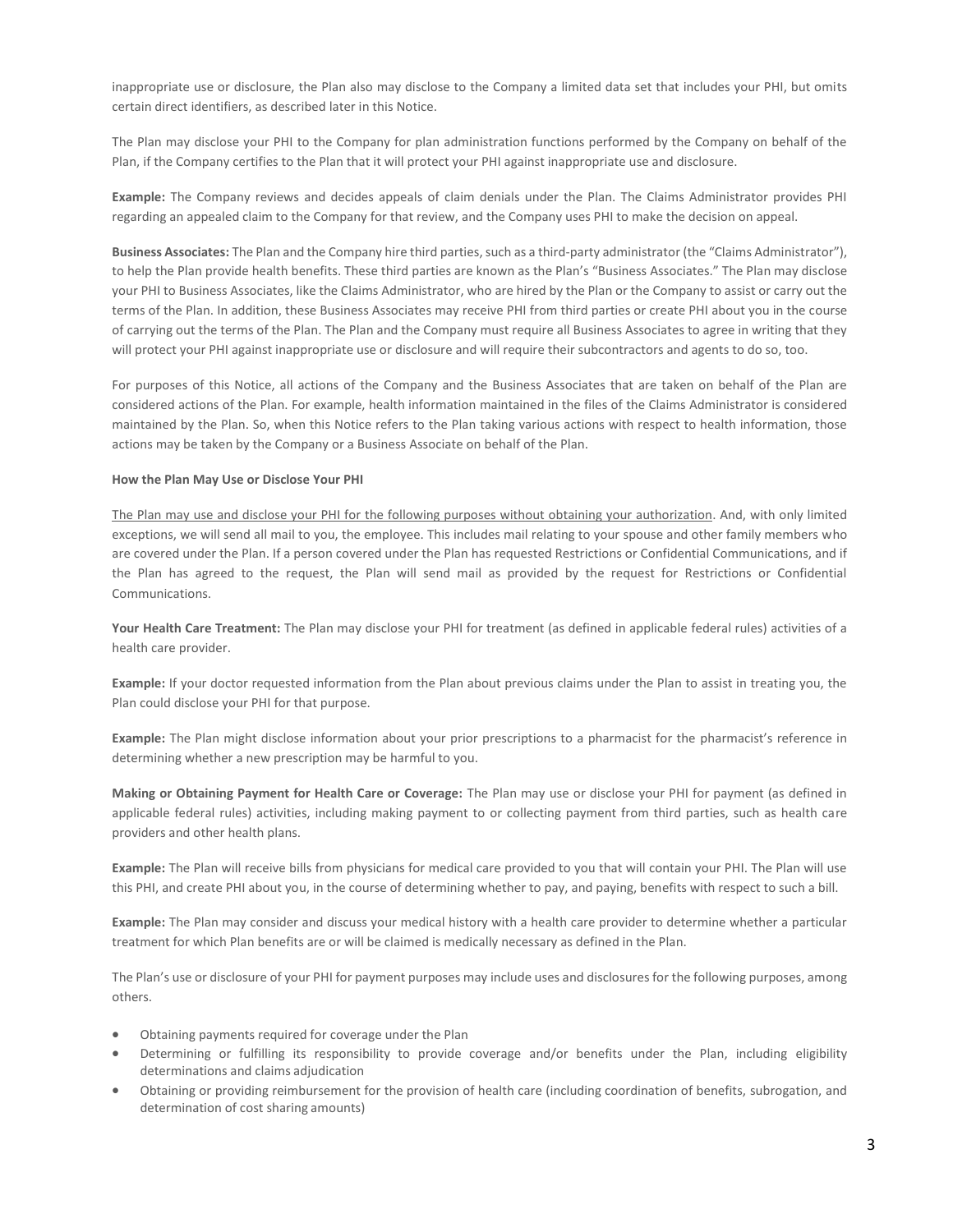inappropriate use or disclosure, the Plan also may disclose to the Company a limited data set that includes your PHI, but omits certain direct identifiers, as described later in this Notice.

The Plan may disclose your PHI to the Company for plan administration functions performed by the Company on behalf of the Plan, if the Company certifies to the Plan that it will protect your PHI against inappropriate use and disclosure.

**Example:** The Company reviews and decides appeals of claim denials under the Plan. The Claims Administrator provides PHI regarding an appealed claim to the Company for that review, and the Company uses PHI to make the decision on appeal.

**Business Associates:** The Plan and the Company hire third parties, such as a third-party administrator (the "Claims Administrator"), to help the Plan provide health benefits. These third parties are known as the Plan's "Business Associates." The Plan may disclose your PHI to Business Associates, like the Claims Administrator, who are hired by the Plan or the Company to assist or carry out the terms of the Plan. In addition, these Business Associates may receive PHI from third parties or create PHI about you in the course of carrying out the terms of the Plan. The Plan and the Company must require all Business Associates to agree in writing that they will protect your PHI against inappropriate use or disclosure and will require their subcontractors and agents to do so, too.

For purposes of this Notice, all actions of the Company and the Business Associates that are taken on behalf of the Plan are considered actions of the Plan. For example, health information maintained in the files of the Claims Administrator is considered maintained by the Plan. So, when this Notice refers to the Plan taking various actions with respect to health information, those actions may be taken by the Company or a Business Associate on behalf of the Plan.

**How the Plan May Use or Disclose Your PHI**

<u>The Plan may use and disclose your PHI for the following purposes without obtaining your authorization</u>. And, with only limited exceptions, we will send all mail to you, the employee. This includes mail relating to your spouse and other family members who are covered under the Plan. If a person covered under the Plan has requested Restrictions or Confidential Communications, and if the Plan has agreed to the request, the Plan will send mail as provided by the request for Restrictions or Confidential Communications.

**Your Health Care Treatment:** The Plan may disclose your PHI for treatment (as defined in applicable federal rules) activities of a health care provider.

**Example:** If your doctor requested information from the Plan about previous claims under the Plan to assist in treating you, the Plan could disclose your PHI for that purpose.

**Example:** The Plan might disclose information about your prior prescriptions to a pharmacist for the pharmacist's reference in determining whether a new prescription may be harmful to you.

**Making or Obtaining Payment for Health Care or Coverage:** The Plan may use or disclose your PHI for payment (as defined in applicable federal rules) activities, including making payment to or collecting payment from third parties, such as health care providers and other health plans.

**Example:** The Plan will receive bills from physicians for medical care provided to you that will contain your PHI. The Plan will use this PHI, and create PHI about you, in the course of determining whether to pay, and paying, benefits with respect to such a bill.

**Example:** The Plan may consider and discuss your medical history with a health care provider to determine whether a particular treatment for which Plan benefits are or will be claimed is medically necessary as defined in the Plan.

The Plan's use or disclosure of your PHI for payment purposes may include uses and disclosures for the following purposes, among others.

- Obtaining payments required for coverage under the Plan
- Determining or fulfilling its responsibility to provide coverage and/or benefits under the Plan, including eligibility determinations and claims adjudication
- Obtaining or providing reimbursement for the provision of health care (including coordination of benefits, subrogation, and determination of cost sharing amounts)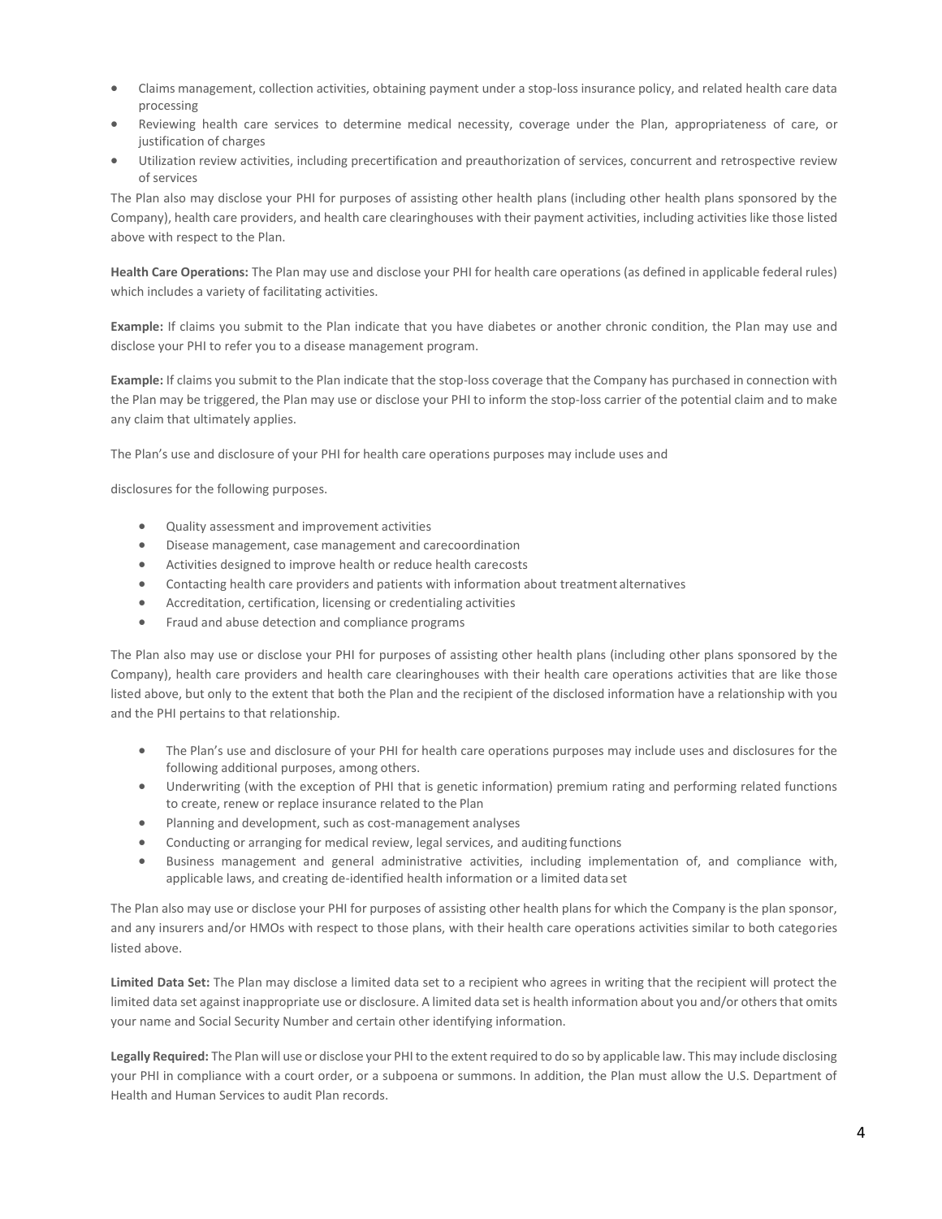- Claims management, collection activities, obtaining payment under a stop-loss insurance policy, and related health care data processing
- Reviewing health care services to determine medical necessity, coverage under the Plan, appropriateness of care, or justification of charges
- Utilization review activities, including precertification and preauthorization of services, concurrent and retrospective review of services

The Plan also may disclose your PHI for purposes of assisting other health plans (including other health plans sponsored by the Company), health care providers, and health care clearinghouses with their payment activities, including activities like those listed above with respect to the Plan.

**Health Care Operations:** The Plan may use and disclose your PHI for health care operations (as defined in applicable federal rules) which includes a variety of facilitating activities.

**Example:** If claims you submit to the Plan indicate that you have diabetes or another chronic condition, the Plan may use and disclose your PHI to refer you to a disease management program.

**Example:** If claims you submit to the Plan indicate that the stop-loss coverage that the Company has purchased in connection with the Plan may be triggered, the Plan may use or disclose your PHI to inform the stop-loss carrier of the potential claim and to make any claim that ultimately applies.

The Plan's use and disclosure of your PHI for health care operations purposes may include uses and

disclosures for the following purposes.

- Quality assessment and improvement activities
- Disease management, case management and carecoordination
- Activities designed to improve health or reduce health carecosts
- Contacting health care providers and patients with information about treatment alternatives
- Accreditation, certification, licensing or credentialing activities
- Fraud and abuse detection and compliance programs

The Plan also may use or disclose your PHI for purposes of assisting other health plans (including other plans sponsored by the Company), health care providers and health care clearinghouses with their health care operations activities that are like those listed above, but only to the extent that both the Plan and the recipient of the disclosed information have a relationship with you and the PHI pertains to that relationship.

- The Plan's use and disclosure of your PHI for health care operations purposes may include uses and disclosures for the following additional purposes, among others.
- Underwriting (with the exception of PHI that is genetic information) premium rating and performing related functions to create, renew or replace insurance related to the Plan
- Planning and development, such as cost-management analyses
- Conducting or arranging for medical review, legal services, and auditing functions
- Business management and general administrative activities, including implementation of, and compliance with, applicable laws, and creating de-identified health information or a limited data set

The Plan also may use or disclose your PHI for purposes of assisting other health plans for which the Company is the plan sponsor, and any insurers and/or HMOs with respect to those plans, with their health care operations activities similar to both categories listed above.

**Limited Data Set:** The Plan may disclose a limited data set to a recipient who agrees in writing that the recipient will protect the limited data set against inappropriate use or disclosure. A limited data set is health information about you and/or others that omits your name and Social Security Number and certain other identifying information.

**Legally Required:** The Plan will use or disclose your PHI to the extent required to do so by applicable law. This may include disclosing your PHI in compliance with a court order, or a subpoena or summons. In addition, the Plan must allow the U.S. Department of Health and Human Services to audit Plan records.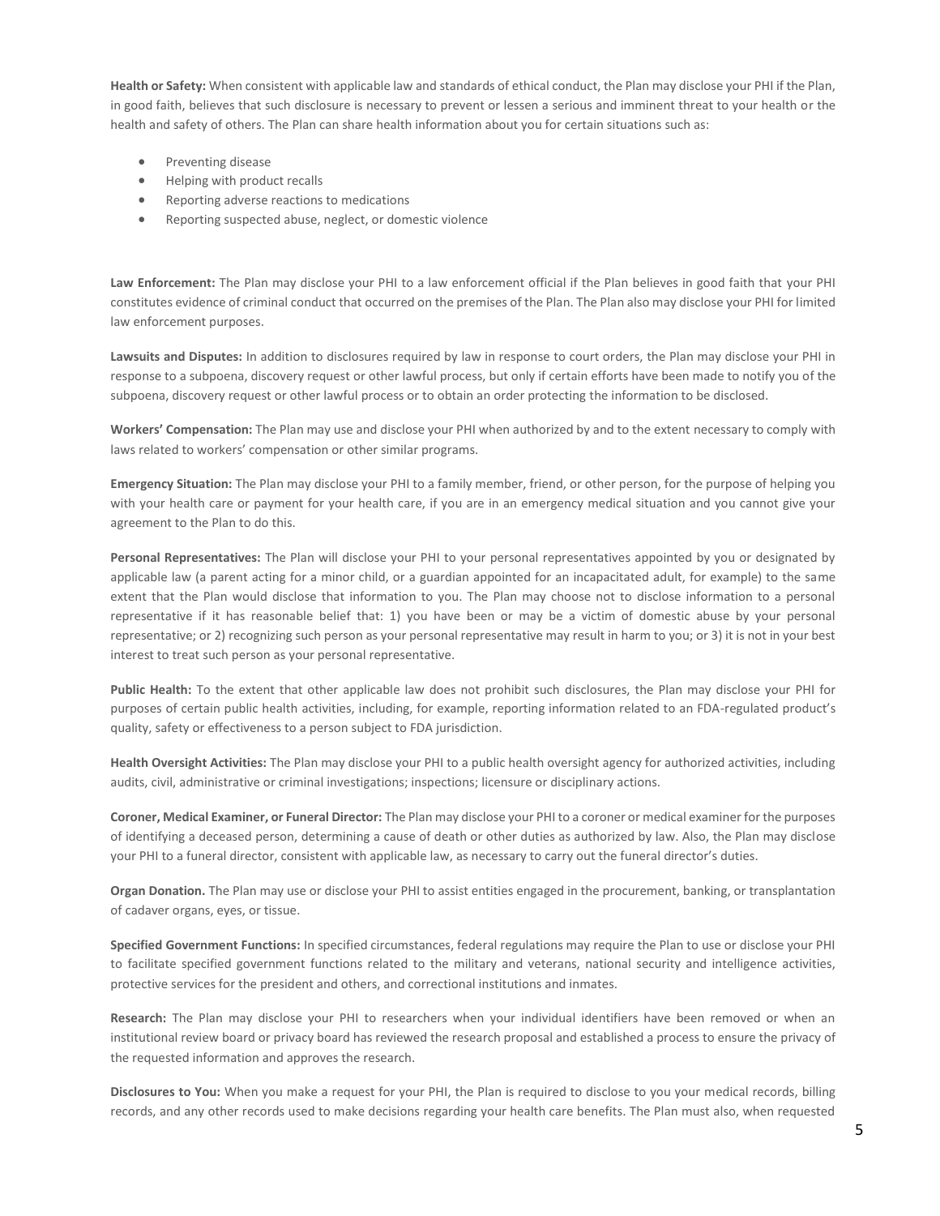**Health or Safety:** When consistent with applicable law and standards of ethical conduct, the Plan may disclose your PHI if the Plan, in good faith, believes that such disclosure is necessary to prevent or lessen a serious and imminent threat to your health or the health and safety of others. The Plan can share health information about you for certain situations such as:

- Preventing disease
- Helping with product recalls
- Reporting adverse reactions to medications
- Reporting suspected abuse, neglect, or domestic violence

**Law Enforcement:** The Plan may disclose your PHI to a law enforcement official if the Plan believes in good faith that your PHI constitutes evidence of criminal conduct that occurred on the premises of the Plan. The Plan also may disclose your PHI for limited law enforcement purposes.

**Lawsuits and Disputes:** In addition to disclosures required by law in response to court orders, the Plan may disclose your PHI in response to a subpoena, discovery request or other lawful process, but only if certain efforts have been made to notify you of the subpoena, discovery request or other lawful process or to obtain an order protecting the information to be disclosed.

**Workers' Compensation:** The Plan may use and disclose your PHI when authorized by and to the extent necessary to comply with laws related to workers' compensation or other similar programs.

**Emergency Situation:** The Plan may disclose your PHI to a family member, friend, or other person, for the purpose of helping you with your health care or payment for your health care, if you are in an emergency medical situation and you cannot give your agreement to the Plan to do this.

**Personal Representatives:** The Plan will disclose your PHI to your personal representatives appointed by you or designated by applicable law (a parent acting for a minor child, or a guardian appointed for an incapacitated adult, for example) to the same extent that the Plan would disclose that information to you. The Plan may choose not to disclose information to a personal representative if it has reasonable belief that: 1) you have been or may be a victim of domestic abuse by your personal representative; or 2) recognizing such person as your personal representative may result in harm to you; or 3) it is not in your best interest to treat such person as your personal representative.

**Public Health:** To the extent that other applicable law does not prohibit such disclosures, the Plan may disclose your PHI for purposes of certain public health activities, including, for example, reporting information related to an FDA-regulated product's quality, safety or effectiveness to a person subject to FDA jurisdiction.

**Health Oversight Activities:** The Plan may disclose your PHI to a public health oversight agency for authorized activities, including audits, civil, administrative or criminal investigations; inspections; licensure or disciplinary actions.

**Coroner, Medical Examiner, or Funeral Director:** The Plan may disclose your PHI to a coroner or medical examiner for the purposes of identifying a deceased person, determining a cause of death or other duties as authorized by law. Also, the Plan may disclose your PHI to a funeral director, consistent with applicable law, as necessary to carry out the funeral director's duties.

**Organ Donation.** The Plan may use or disclose your PHI to assist entities engaged in the procurement, banking, or transplantation of cadaver organs, eyes, or tissue.

**Specified Government Functions:** In specified circumstances, federal regulations may require the Plan to use or disclose your PHI to facilitate specified government functions related to the military and veterans, national security and intelligence activities, protective services for the president and others, and correctional institutions and inmates.

**Research:** The Plan may disclose your PHI to researchers when your individual identifiers have been removed or when an institutional review board or privacy board has reviewed the research proposal and established a process to ensure the privacy of the requested information and approves the research.

**Disclosures to You:** When you make a request for your PHI, the Plan is required to disclose to you your medical records, billing records, and any other records used to make decisions regarding your health care benefits. The Plan must also, when requested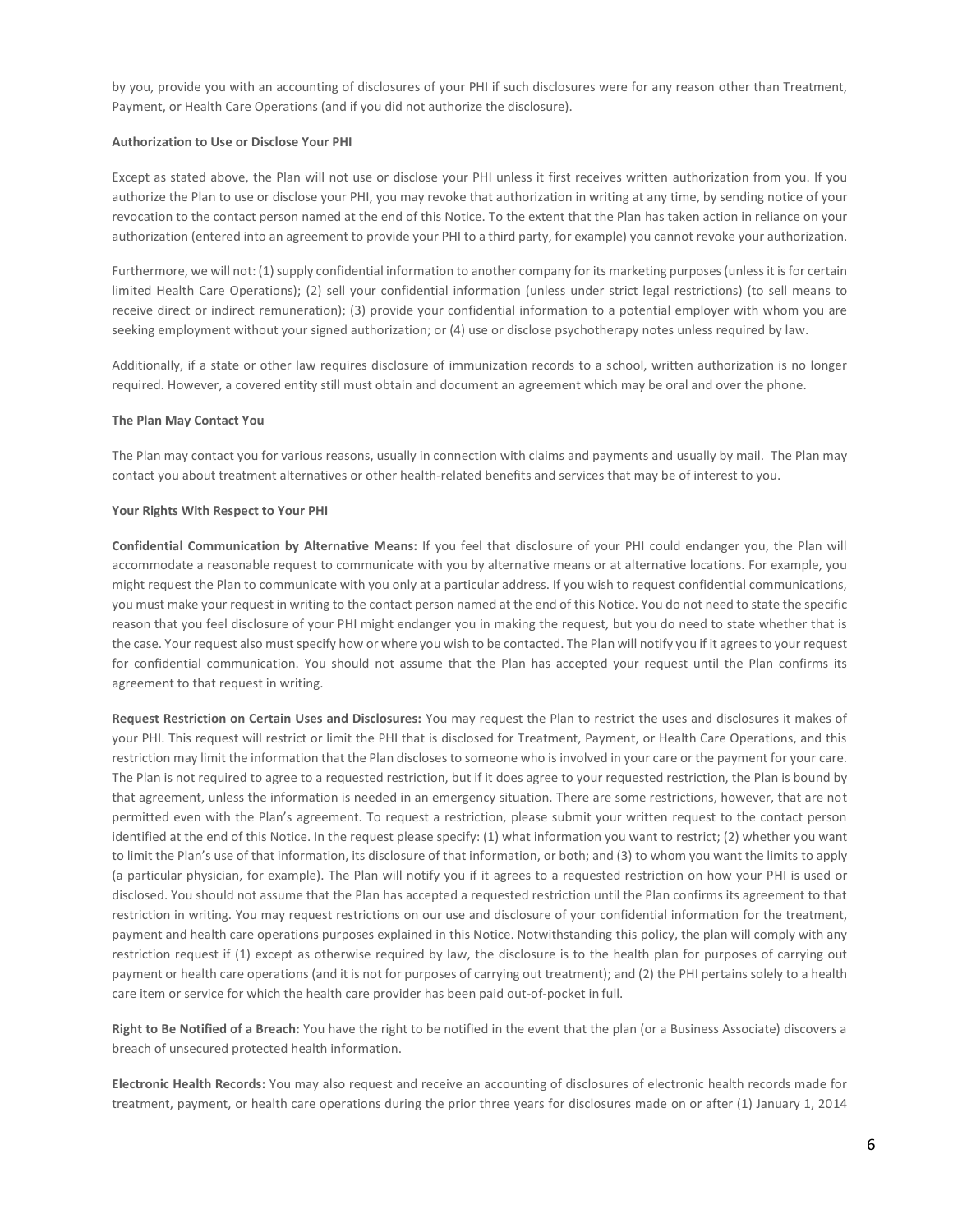by you, provide you with an accounting of disclosures of your PHI if such disclosures were for any reason other than Treatment, Payment, or Health Care Operations (and if you did not authorize the disclosure).

**Authorization to Use or Disclose Your PHI**

Except as stated above, the Plan will not use or disclose your PHI unless it first receives written authorization from you. If you authorize the Plan to use or disclose your PHI, you may revoke that authorization in writing at any time, by sending notice of your revocation to the contact person named at the end of this Notice. To the extent that the Plan has taken action in reliance on your authorization (entered into an agreement to provide your PHI to a third party, for example) you cannot revoke your authorization.

Furthermore, we will not: (1) supply confidential information to another company for its marketing purposes (unless it is for certain limited Health Care Operations); (2) sell your confidential information (unless under strict legal restrictions) (to sell means to receive direct or indirect remuneration); (3) provide your confidential information to a potential employer with whom you are seeking employment without your signed authorization; or (4) use or disclose psychotherapy notes unless required by law.

Additionally, if a state or other law requires disclosure of immunization records to a school, written authorization is no longer required. However, a covered entity still must obtain and document an agreement which may be oral and over the phone.

**The Plan May Contact You**

The Plan may contact you for various reasons, usually in connection with claims and payments and usually by mail. The Plan may contact you about treatment alternatives or other health-related benefits and services that may be of interest to you.

**Your Rights With Respect to Your PHI**

**Confidential Communication by Alternative Means:** If you feel that disclosure of your PHI could endanger you, the Plan will accommodate a reasonable request to communicate with you by alternative means or at alternative locations. For example, you might request the Plan to communicate with you only at a particular address. If you wish to request confidential communications, you must make your request in writing to the contact person named at the end of this Notice. You do not need to state the specific reason that you feel disclosure of your PHI might endanger you in making the request, but you do need to state whether that is the case. Your request also must specify how or where you wish to be contacted. The Plan will notify you if it agrees to your request for confidential communication. You should not assume that the Plan has accepted your request until the Plan confirms its agreement to that request in writing.

**Request Restriction on Certain Uses and Disclosures:** You may request the Plan to restrict the uses and disclosures it makes of your PHI. This request will restrict or limit the PHI that is disclosed for Treatment, Payment, or Health Care Operations, and this restriction may limit the information that the Plan discloses to someone who is involved in your care or the payment for your care. The Plan is not required to agree to a requested restriction, but if it does agree to your requested restriction, the Plan is bound by that agreement, unless the information is needed in an emergency situation. There are some restrictions, however, that are not permitted even with the Plan's agreement. To request a restriction, please submit your written request to the contact person identified at the end of this Notice. In the request please specify: (1) what information you want to restrict; (2) whether you want to limit the Plan's use of that information, its disclosure of that information, or both; and (3) to whom you want the limits to apply (a particular physician, for example). The Plan will notify you if it agrees to a requested restriction on how your PHI is used or disclosed. You should not assume that the Plan has accepted a requested restriction until the Plan confirms its agreement to that restriction in writing. You may request restrictions on our use and disclosure of your confidential information for the treatment, payment and health care operations purposes explained in this Notice. Notwithstanding this policy, the plan will comply with any restriction request if (1) except as otherwise required by law, the disclosure is to the health plan for purposes of carrying out payment or health care operations (and it is not for purposes of carrying out treatment); and (2) the PHI pertains solely to a health care item or service for which the health care provider has been paid out-of-pocket in full.

**Right to Be Notified of a Breach:** You have the right to be notified in the event that the plan (or a Business Associate) discovers a breach of unsecured protected health information.

**Electronic Health Records:** You may also request and receive an accounting of disclosures of electronic health records made for treatment, payment, or health care operations during the prior three years for disclosures made on or after (1) January 1, 2014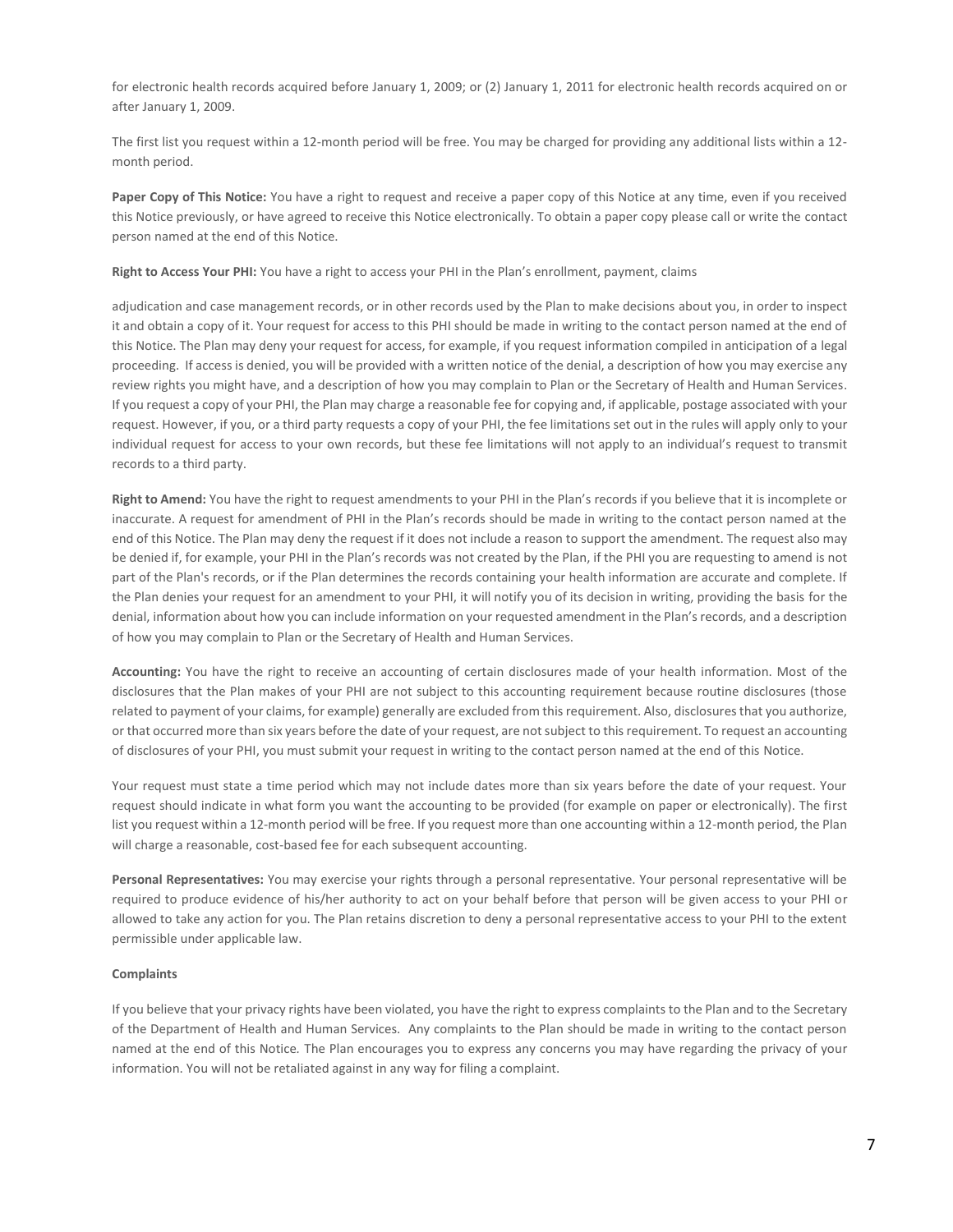for electronic health records acquired before January 1, 2009; or (2) January 1, 2011 for electronic health records acquired on or after January 1, 2009.

The first list you request within a 12-month period will be free. You may be charged for providing any additional lists within a 12-month period.

**Paper Copy of This Notice:** You have a right to request and receive a paper copy of this Notice at any time, even if you received this Notice previously, or have agreed to receive this Notice electronically. To obtain a paper copy please call or write the contact person named at the end of this Notice.

**Right to Access Your PHI:** You have a right to access your PHI in the Plan's enrollment, payment, claims

adjudication and case management records, or in other records used by the Plan to make decisions about you, in order to inspect it and obtain a copy of it. Your request for access to this PHI should be made in writing to the contact person named at the end of this Notice. The Plan may deny your request for access, for example, if you request information compiled in anticipation of a legal proceeding. If access is denied, you will be provided with a written notice of the denial, a description of how you may exercise any review rights you might have, and a description of how you may complain to Plan or the Secretary of Health and Human Services. If you request a copy of your PHI, the Plan may charge a reasonable fee for copying and, if applicable, postage associated with your request. However, if you, or a third party requests a copy of your PHI, the fee limitations set out in the rules will apply only to your individual request for access to your own records, but these fee limitations will not apply to an individual's request to transmit records to a third party.

**Right to Amend:** You have the right to request amendments to your PHI in the Plan's records if you believe that it is incomplete or inaccurate. A request for amendment of PHI in the Plan's records should be made in writing to the contact person named at the end of this Notice. The Plan may deny the request if it does not include a reason to support the amendment. The request also may be denied if, for example, your PHI in the Plan's records was not created by the Plan, if the PHI you are requesting to amend is not part of the Plan's records, or if the Plan determines the records containing your health information are accurate and complete. If the Plan denies your request for an amendment to your PHI, it will notify you of its decision in writing, providing the basis for the denial, information about how you can include information on your requested amendment in the Plan's records, and a description of how you may complain to Plan or the Secretary of Health and Human Services.

**Accounting:** You have the right to receive an accounting of certain disclosures made of your health information. Most of the disclosures that the Plan makes of your PHI are not subject to this accounting requirement because routine disclosures (those related to payment of your claims, for example) generally are excluded from this requirement. Also, disclosures that you authorize, or that occurred more than six years before the date of your request, are not subject to this requirement. To request an accounting of disclosures of your PHI, you must submit your request in writing to the contact person named at the end of this Notice.

Your request must state a time period which may not include dates more than six years before the date of your request. Your request should indicate in what form you want the accounting to be provided (for example on paper or electronically). The first list you request within a 12-month period will be free. If you request more than one accounting within a 12-month period, the Plan will charge a reasonable, cost-based fee for each subsequent accounting.

**Personal Representatives:** You may exercise your rights through a personal representative. Your personal representative will be required to produce evidence of his/her authority to act on your behalf before that person will be given access to your PHI or allowed to take any action for you. The Plan retains discretion to deny a personal representative access to your PHI to the extent permissible under applicable law.

**Complaints**

If you believe that your privacy rights have been violated, you have the right to express complaints to the Plan and to the Secretary of the Department of Health and Human Services. Any complaints to the Plan should be made in writing to the contact person named at the end of this Notice. The Plan encourages you to express any concerns you may have regarding the privacy of your information. You will not be retaliated against in any way for filing a complaint.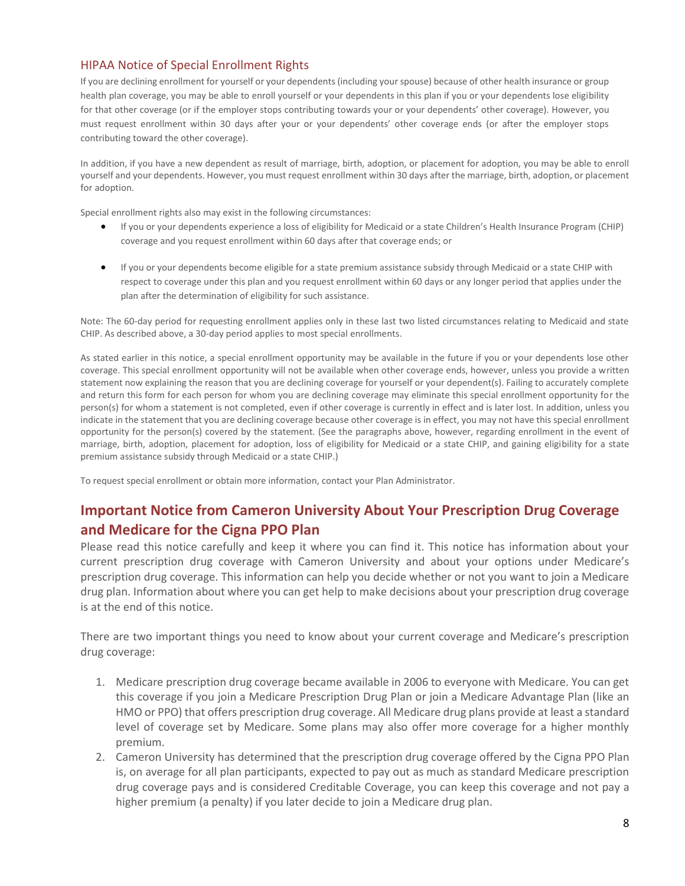### HIPAA Notice of Special Enrollment Rights

If you are declining enrollment for yourself or your dependents (including your spouse) because of other health insurance or group health plan coverage, you may be able to enroll yourself or your dependents in this plan if you or your dependents lose eligibility for that other coverage (or if the employer stops contributing towards your or your dependents' other coverage). However, you must request enrollment within 30 days after your or your dependents' other coverage ends (or after the employer stops contributing toward the other coverage).

In addition, if you have a new dependent as result of marriage, birth, adoption, or placement for adoption, you may be able to enroll yourself and your dependents. However, you must request enrollment within 30 days after the marriage, birth, adoption, or placement for adoption.

Special enrollment rights also may exist in the following circumstances:

- If you or your dependents experience a loss of eligibility for Medicaid or a state Children's Health Insurance Program (CHIP) coverage and you request enrollment within 60 days after that coverage ends; or
- If you or your dependents become eligible for a state premium assistance subsidy through Medicaid or a state CHIP with respect to coverage under this plan and you request enrollment within 60 days or any longer period that applies under the plan after the determination of eligibility for such assistance.

Note: The 60-day period for requesting enrollment applies only in these last two listed circumstances relating to Medicaid and state CHIP. As described above, a 30-day period applies to most special enrollments.

As stated earlier in this notice, a special enrollment opportunity may be available in the future if you or your dependents lose other coverage. This special enrollment opportunity will not be available when other coverage ends, however, unless you provide a written statement now explaining the reason that you are declining coverage for yourself or your dependent(s). Failing to accurately complete and return this form for each person for whom you are declining coverage may eliminate this special enrollment opportunity for the person(s) for whom a statement is not completed, even if other coverage is currently in effect and is later lost. In addition, unless you indicate in the statement that you are declining coverage because other coverage is in effect, you may not have this special enrollment opportunity for the person(s) covered by the statement. (See the paragraphs above, however, regarding enrollment in the event of marriage, birth, adoption, placement for adoption, loss of eligibility for Medicaid or a state CHIP, and gaining eligibility for a state premium assistance subsidy through Medicaid or a state CHIP.)

To request special enrollment or obtain more information, contact your Plan Administrator.

## Important Notice from Cameron University About Your Prescription Drug Coverage and Medicare for the Cigna PPO Plan

Please read this notice carefully and keep it where you can find it. This notice has information about your current prescription drug coverage with Cameron University and about your options under Medicare's prescription drug coverage. This information can help you decide whether or not you want to join a Medicare drug plan. Information about where you can get help to make decisions about your prescription drug coverage is at the end of this notice.

There are two important things you need to know about your current coverage and Medicare's prescription drug coverage:

1. Medicare prescription drug coverage became available in 2006 to everyone with Medicare. You can get this coverage if you join a Medicare Prescription Drug Plan or join a Medicare Advantage Plan (like an HMO or PPO) that offers prescription drug coverage. All Medicare drug plans provide at least a standard level of coverage set by Medicare. Some plans may also offer more coverage for a higher monthly premium.
2. Cameron University has determined that the prescription drug coverage offered by the Cigna PPO Plan is, on average for all plan participants, expected to pay out as much as standard Medicare prescription drug coverage pays and is considered Creditable Coverage, you can keep this coverage and not pay a higher premium (a penalty) if you later decide to join a Medicare drug plan.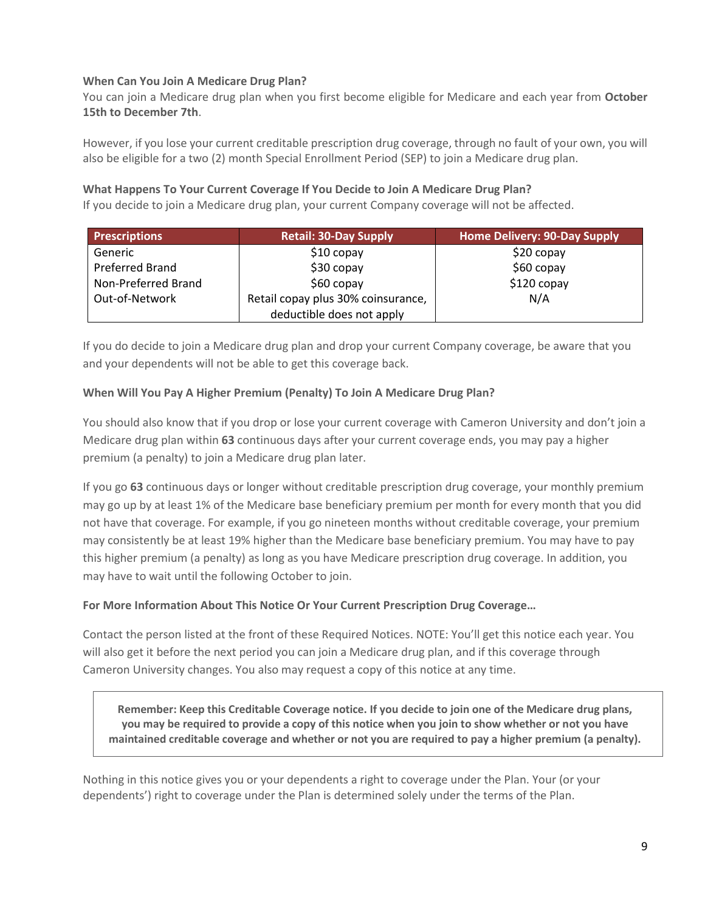**When Can You Join A Medicare Drug Plan?**
You can join a Medicare drug plan when you first become eligible for Medicare and each year from **October 15th to December 7th**.

However, if you lose your current creditable prescription drug coverage, through no fault of your own, you will also be eligible for a two (2) month Special Enrollment Period (SEP) to join a Medicare drug plan.

**What Happens To Your Current Coverage If You Decide to Join A Medicare Drug Plan?**
If you decide to join a Medicare drug plan, your current Company coverage will not be affected.

| Prescriptions | Retail: 30-Day Supply | Home Delivery: 90-Day Supply |
|---|---|---|
| Generic | $10 copay | $20 copay |
| Preferred Brand | $30 copay | $60 copay |
| Non-Preferred Brand | $60 copay | $120 copay |
| Out-of-Network | Retail copay plus 30% coinsurance, deductible does not apply | N/A |

If you do decide to join a Medicare drug plan and drop your current Company coverage, be aware that you and your dependents will not be able to get this coverage back.

**When Will You Pay A Higher Premium (Penalty) To Join A Medicare Drug Plan?**

You should also know that if you drop or lose your current coverage with Cameron University and don't join a Medicare drug plan within **63** continuous days after your current coverage ends, you may pay a higher premium (a penalty) to join a Medicare drug plan later.

If you go **63** continuous days or longer without creditable prescription drug coverage, your monthly premium may go up by at least 1% of the Medicare base beneficiary premium per month for every month that you did not have that coverage. For example, if you go nineteen months without creditable coverage, your premium may consistently be at least 19% higher than the Medicare base beneficiary premium. You may have to pay this higher premium (a penalty) as long as you have Medicare prescription drug coverage. In addition, you may have to wait until the following October to join.

**For More Information About This Notice Or Your Current Prescription Drug Coverage…**

Contact the person listed at the front of these Required Notices. NOTE: You'll get this notice each year. You will also get it before the next period you can join a Medicare drug plan, and if this coverage through Cameron University changes. You also may request a copy of this notice at any time.

**Remember: Keep this Creditable Coverage notice. If you decide to join one of the Medicare drug plans, you may be required to provide a copy of this notice when you join to show whether or not you have maintained creditable coverage and whether or not you are required to pay a higher premium (a penalty).**

Nothing in this notice gives you or your dependents a right to coverage under the Plan. Your (or your dependents') right to coverage under the Plan is determined solely under the terms of the Plan.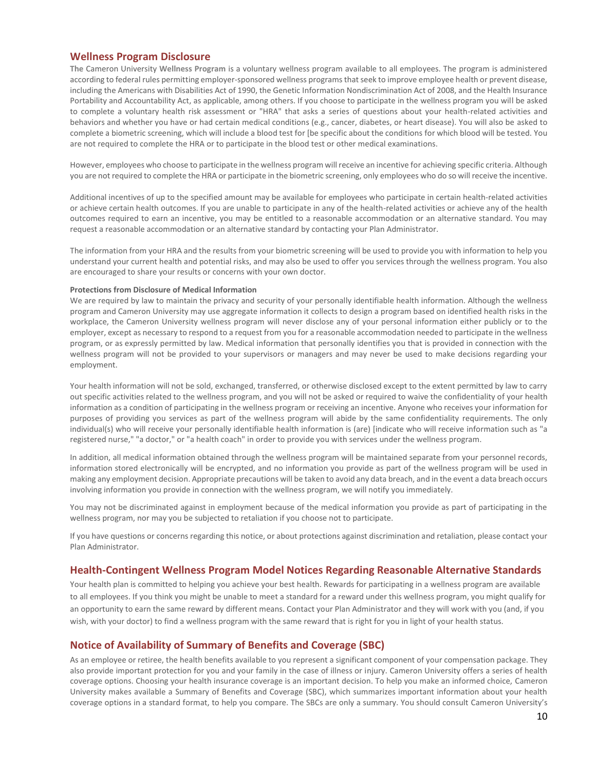## Wellness Program Disclosure

**The** Cameron University **Wellness Program** is a voluntary wellness program available to all employees. The program is administered according to federal rules permitting employer-sponsored wellness programs that seek to improve employee health or prevent disease, including the Americans with Disabilities Act of 1990, the Genetic Information Nondiscrimination Act of 2008, and the Health Insurance Portability and Accountability Act, as applicable, among others. If you choose to participate in the wellness program you will be asked to complete a voluntary health risk assessment or "HRA" that asks a series of questions about your health-related activities and behaviors and whether you have or had certain medical conditions (e.g., cancer, diabetes, or heart disease). You will also be asked to complete a biometric screening, which will include a blood test for [be specific about the conditions for which blood will be tested. You are not required to complete the HRA or to participate in the blood test or other medical examinations.

However, employees who choose to participate in the wellness program will receive an incentive for achieving specific criteria. Although you are not required to complete the HRA or participate in the biometric screening, only employees who do so will receive the incentive.

Additional incentives of up to the specified amount may be available for employees who participate in certain health-related activities or achieve certain health outcomes. If you are unable to participate in any of the health-related activities or achieve any of the health outcomes required to earn an incentive, you may be entitled to a reasonable accommodation or an alternative standard. You may request a reasonable accommodation or an alternative standard by contacting your Plan Administrator.

The information from your HRA and the results from your biometric screening will be used to provide you with information to help you understand your current health and potential risks, and may also be used to offer you services through the wellness program. You also are encouraged to share your results or concerns with your own doctor.

**Protections from Disclosure of Medical Information**

We are required by law to maintain the privacy and security of your personally identifiable health information. Although the wellness program and Cameron University may use aggregate information it collects to design a program based on identified health risks in the workplace, the Cameron University wellness program will never disclose any of your personal information either publicly or to the employer, except as necessary to respond to a request from you for a reasonable accommodation needed to participate in the wellness program, or as expressly permitted by law. Medical information that personally identifies you that is provided in connection with the wellness program will not be provided to your supervisors or managers and may never be used to make decisions regarding your employment.

Your health information will not be sold, exchanged, transferred, or otherwise disclosed except to the extent permitted by law to carry out specific activities related to the wellness program, and you will not be asked or required to waive the confidentiality of your health information as a condition of participating in the wellness program or receiving an incentive. Anyone who receives your information for purposes of providing you services as part of the wellness program will abide by the same confidentiality requirements. The only individual(s) who will receive your personally identifiable health information is (are) [indicate who will receive information such as "a registered nurse," "a doctor," or "a health coach" in order to provide you with services under the wellness program.

In addition, all medical information obtained through the wellness program will be maintained separate from your personnel records, information stored electronically will be encrypted, and no information you provide as part of the wellness program will be used in making any employment decision. Appropriate precautions will be taken to avoid any data breach, and in the event a data breach occurs involving information you provide in connection with the wellness program, we will notify you immediately.

You may not be discriminated against in employment because of the medical information you provide as part of participating in the wellness program, nor may you be subjected to retaliation if you choose not to participate.

If you have questions or concerns regarding this notice, or about protections against discrimination and retaliation, please contact your Plan Administrator.

## Health-Contingent Wellness Program Model Notices Regarding Reasonable Alternative Standards

Your health plan is committed to helping you achieve your best health. Rewards for participating in a wellness program are available to all employees. If you think you might be unable to meet a standard for a reward under this wellness program, you might qualify for an opportunity to earn the same reward by different means. Contact your Plan Administrator and they will work with you (and, if you wish, with your doctor) to find a wellness program with the same reward that is right for you in light of your health status.

## Notice of Availability of Summary of Benefits and Coverage (SBC)

As an employee or retiree, the health benefits available to you represent a significant component of your compensation package. They also provide important protection for you and your family in the case of illness or injury. Cameron University offers a series of health coverage options. Choosing your health insurance coverage is an important decision. To help you make an informed choice, Cameron University makes available a Summary of Benefits and Coverage (SBC), which summarizes important information about your health coverage options in a standard format, to help you compare. The SBCs are only a summary. You should consult Cameron University's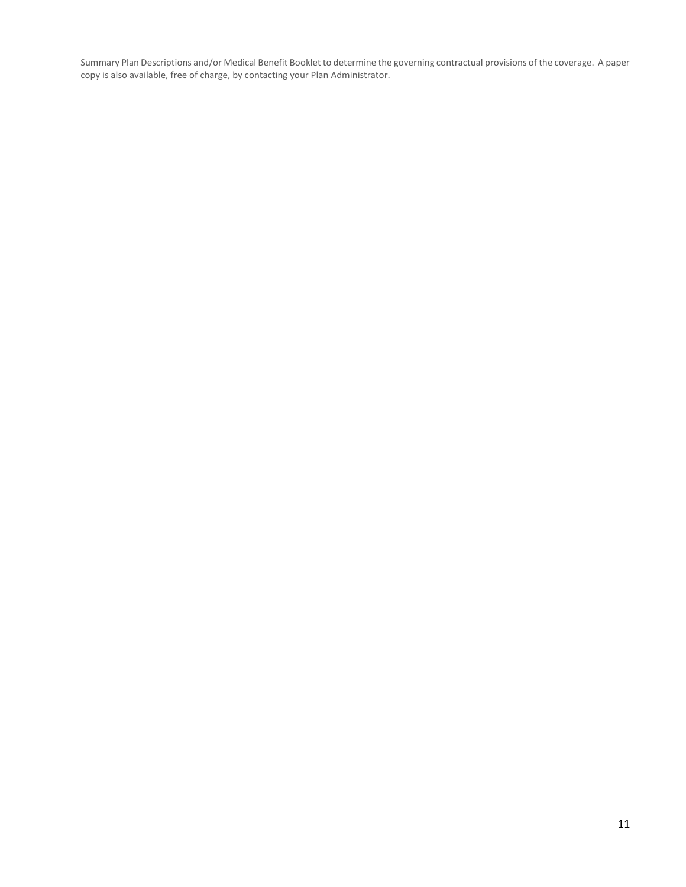Summary Plan Descriptions and/or Medical Benefit Booklet to determine the governing contractual provisions of the coverage. A paper copy is also available, free of charge, by contacting your Plan Administrator.